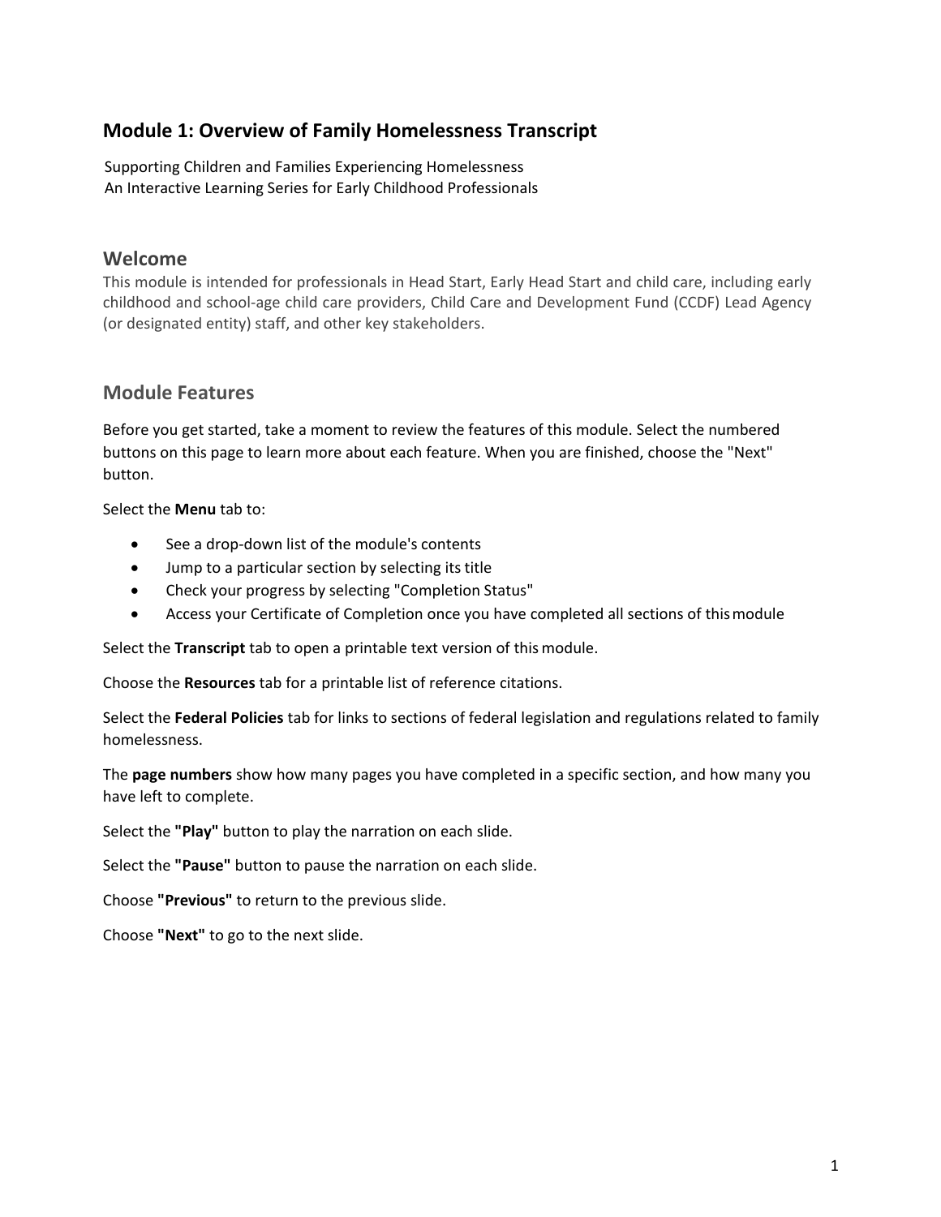# Module 1: Overview of Family Homelessness Transcript

Supporting Children and Families Experiencing Homelessness
An Interactive Learning Series for Early Childhood Professionals

## Welcome

This module is intended for professionals in Head Start, Early Head Start and child care, including early childhood and school-age child care providers, Child Care and Development Fund (CCDF) Lead Agency (or designated entity) staff, and other key stakeholders.

## Module Features

Before you get started, take a moment to review the features of this module. Select the numbered buttons on this page to learn more about each feature. When you are finished, choose the "Next" button.

Select the **Menu** tab to:

- See a drop-down list of the module's contents
- Jump to a particular section by selecting its title
- Check your progress by selecting "Completion Status"
- Access your Certificate of Completion once you have completed all sections of this module

Select the **Transcript** tab to open a printable text version of this module.

Choose the **Resources** tab for a printable list of reference citations.

Select the **Federal Policies** tab for links to sections of federal legislation and regulations related to family homelessness.

The **page numbers** show how many pages you have completed in a specific section, and how many you have left to complete.

Select the **"Play"** button to play the narration on each slide.

Select the **"Pause"** button to pause the narration on each slide.

Choose **"Previous"** to return to the previous slide.

Choose **"Next"** to go to the next slide.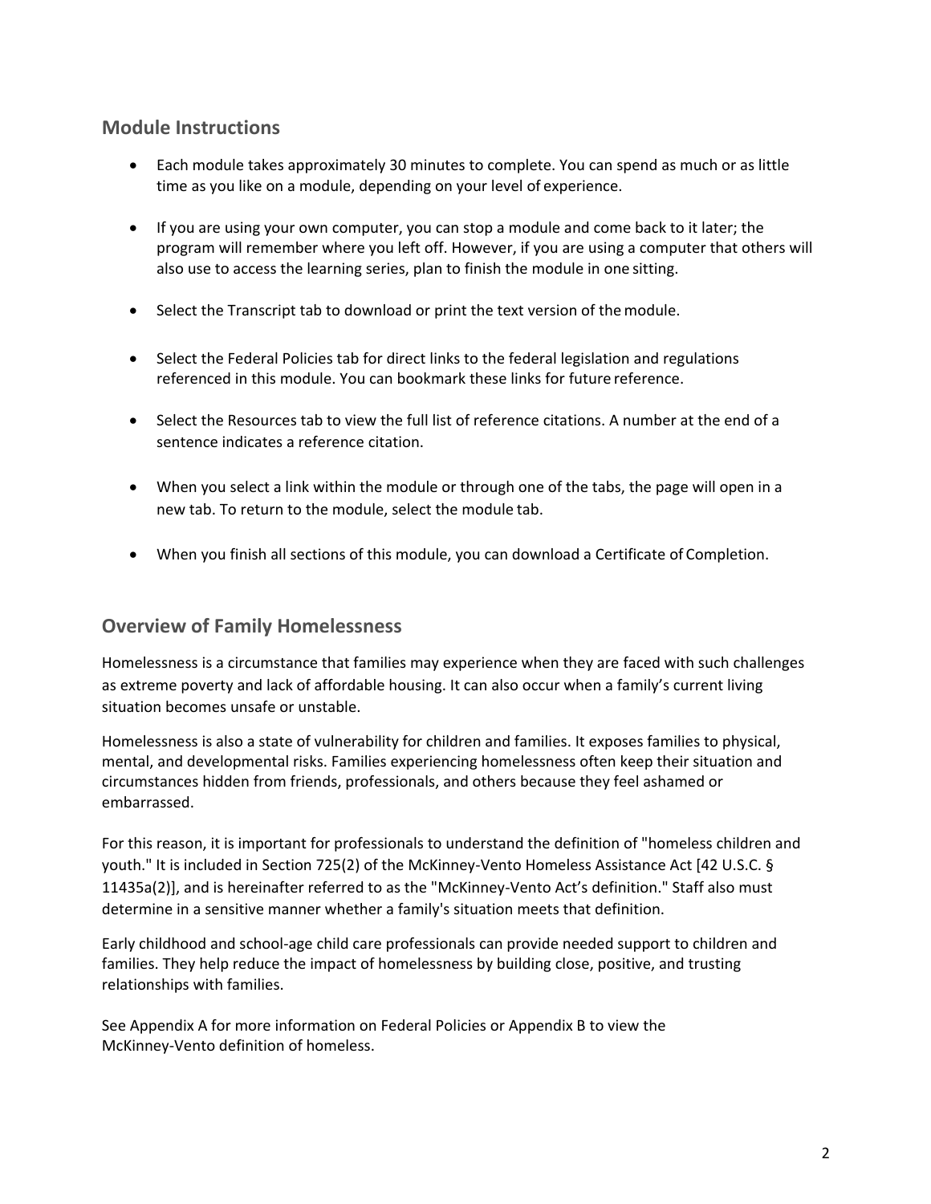## Module Instructions

- Each module takes approximately 30 minutes to complete. You can spend as much or as little time as you like on a module, depending on your level of experience.
- If you are using your own computer, you can stop a module and come back to it later; the program will remember where you left off. However, if you are using a computer that others will also use to access the learning series, plan to finish the module in one sitting.
- Select the Transcript tab to download or print the text version of the module.
- Select the Federal Policies tab for direct links to the federal legislation and regulations referenced in this module. You can bookmark these links for future reference.
- Select the Resources tab to view the full list of reference citations. A number at the end of a sentence indicates a reference citation.
- When you select a link within the module or through one of the tabs, the page will open in a new tab. To return to the module, select the module tab.
- When you finish all sections of this module, you can download a Certificate of Completion.

## Overview of Family Homelessness

Homelessness is a circumstance that families may experience when they are faced with such challenges as extreme poverty and lack of affordable housing. It can also occur when a family's current living situation becomes unsafe or unstable.

Homelessness is also a state of vulnerability for children and families. It exposes families to physical, mental, and developmental risks. Families experiencing homelessness often keep their situation and circumstances hidden from friends, professionals, and others because they feel ashamed or embarrassed.

For this reason, it is important for professionals to understand the definition of "homeless children and youth." It is included in Section 725(2) of the McKinney-Vento Homeless Assistance Act [42 U.S.C. § 11435a(2)], and is hereinafter referred to as the "McKinney-Vento Act's definition." Staff also must determine in a sensitive manner whether a family's situation meets that definition.

Early childhood and school-age child care professionals can provide needed support to children and families. They help reduce the impact of homelessness by building close, positive, and trusting relationships with families.

See Appendix A for more information on Federal Policies or Appendix B to view the McKinney-Vento definition of homeless.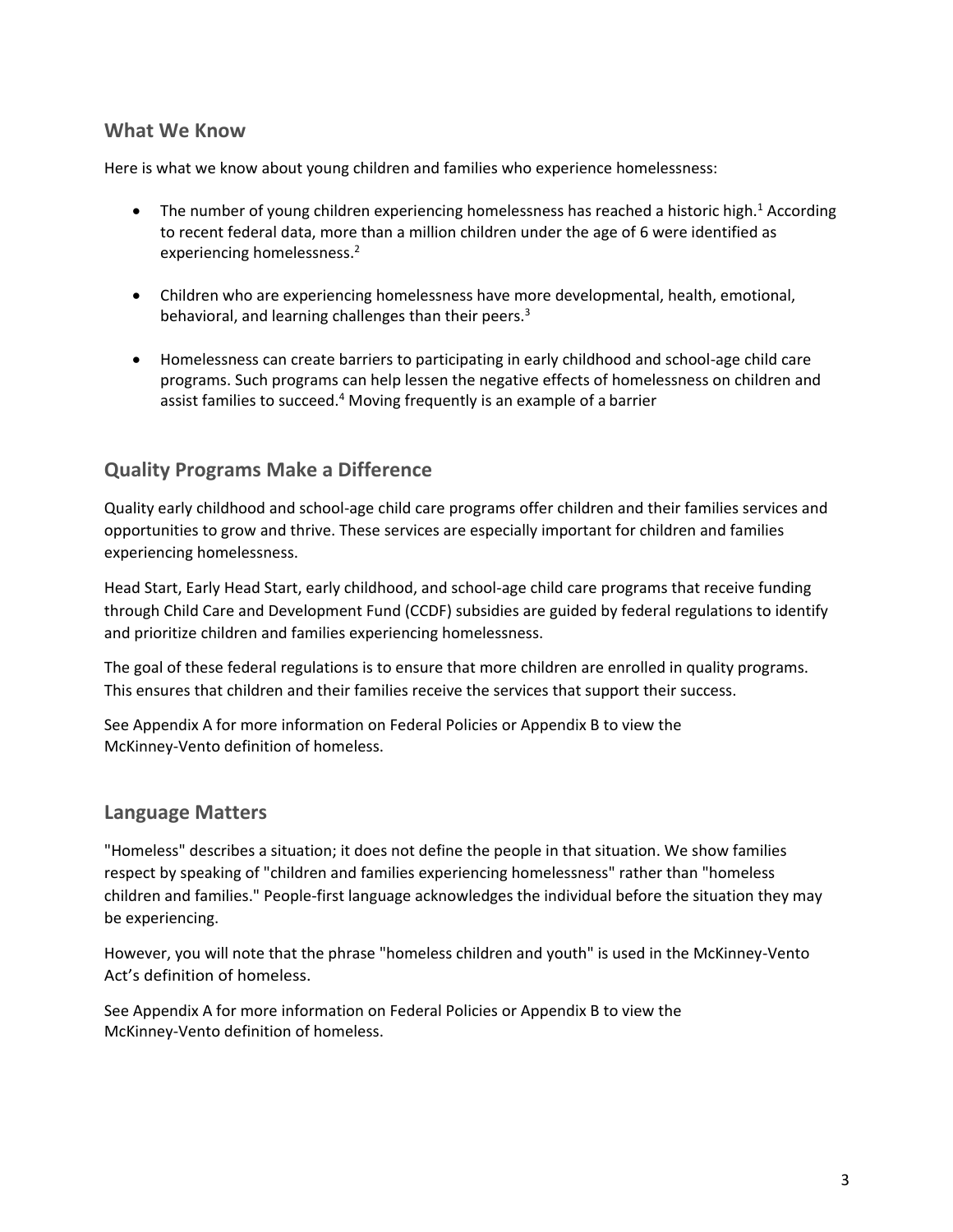## What We Know

Here is what we know about young children and families who experience homelessness:

- The number of young children experiencing homelessness has reached a historic high.[1] According to recent federal data, more than a million children under the age of 6 were identified as experiencing homelessness.[2]

- Children who are experiencing homelessness have more developmental, health, emotional, behavioral, and learning challenges than their peers.[3]

- Homelessness can create barriers to participating in early childhood and school-age child care programs. Such programs can help lessen the negative effects of homelessness on children and assist families to succeed.[4] Moving frequently is an example of a barrier

## Quality Programs Make a Difference

Quality early childhood and school-age child care programs offer children and their families services and opportunities to grow and thrive. These services are especially important for children and families experiencing homelessness.

Head Start, Early Head Start, early childhood, and school-age child care programs that receive funding through Child Care and Development Fund (CCDF) subsidies are guided by federal regulations to identify and prioritize children and families experiencing homelessness.

The goal of these federal regulations is to ensure that more children are enrolled in quality programs. This ensures that children and their families receive the services that support their success.

See Appendix A for more information on Federal Policies or Appendix B to view the McKinney-Vento definition of homeless.

## Language Matters

"Homeless" describes a situation; it does not define the people in that situation. We show families respect by speaking of "children and families experiencing homelessness" rather than "homeless children and families." People-first language acknowledges the individual before the situation they may be experiencing.

However, you will note that the phrase "homeless children and youth" is used in the McKinney-Vento Act's definition of homeless.

See Appendix A for more information on Federal Policies or Appendix B to view the McKinney-Vento definition of homeless.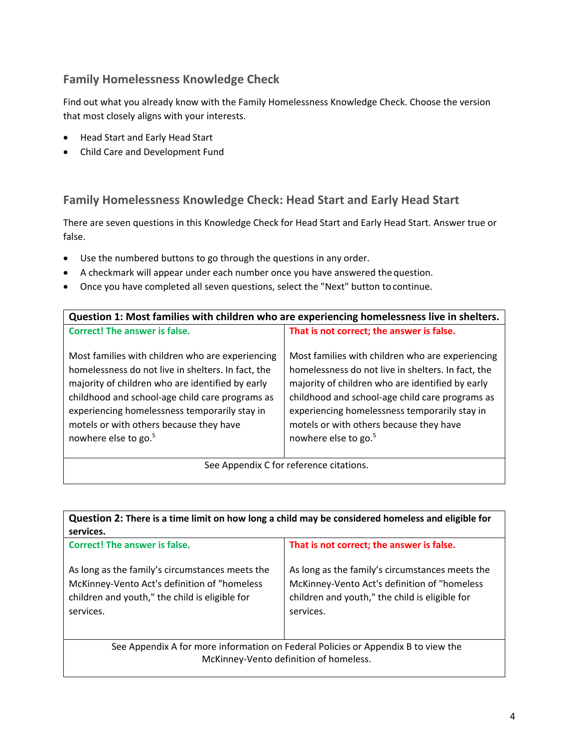## Family Homelessness Knowledge Check

Find out what you already know with the Family Homelessness Knowledge Check. Choose the version that most closely aligns with your interests.

- Head Start and Early Head Start
- Child Care and Development Fund

## Family Homelessness Knowledge Check: Head Start and Early Head Start

There are seven questions in this Knowledge Check for Head Start and Early Head Start. Answer true or false.

- Use the numbered buttons to go through the questions in any order.
- A checkmark will appear under each number once you have answered the question.
- Once you have completed all seven questions, select the "Next" button to continue.

| **Question 1: Most families with children who are experiencing homelessness live in shelters.** | |
|---|---|
| **Correct! The answer is false.**<br><br>Most families with children who are experiencing homelessness do not live in shelters. In fact, the majority of children who are identified by early childhood and school-age child care programs as experiencing homelessness temporarily stay in motels or with others because they have nowhere else to go.[5] | **That is not correct; the answer is false.**<br><br>Most families with children who are experiencing homelessness do not live in shelters. In fact, the majority of children who are identified by early childhood and school-age child care programs as experiencing homelessness temporarily stay in motels or with others because they have nowhere else to go.[5] |
| See Appendix C for reference citations. | |

| **Question 2: There is a time limit on how long a child may be considered homeless and eligible for services.** | |
|---|---|
| **Correct! The answer is false.**<br><br>As long as the family's circumstances meets the McKinney-Vento Act's definition of "homeless children and youth," the child is eligible for services. | **That is not correct; the answer is false.**<br><br>As long as the family's circumstances meets the McKinney-Vento Act's definition of "homeless children and youth," the child is eligible for services. |
| See Appendix A for more information on Federal Policies or Appendix B to view the McKinney-Vento definition of homeless. | |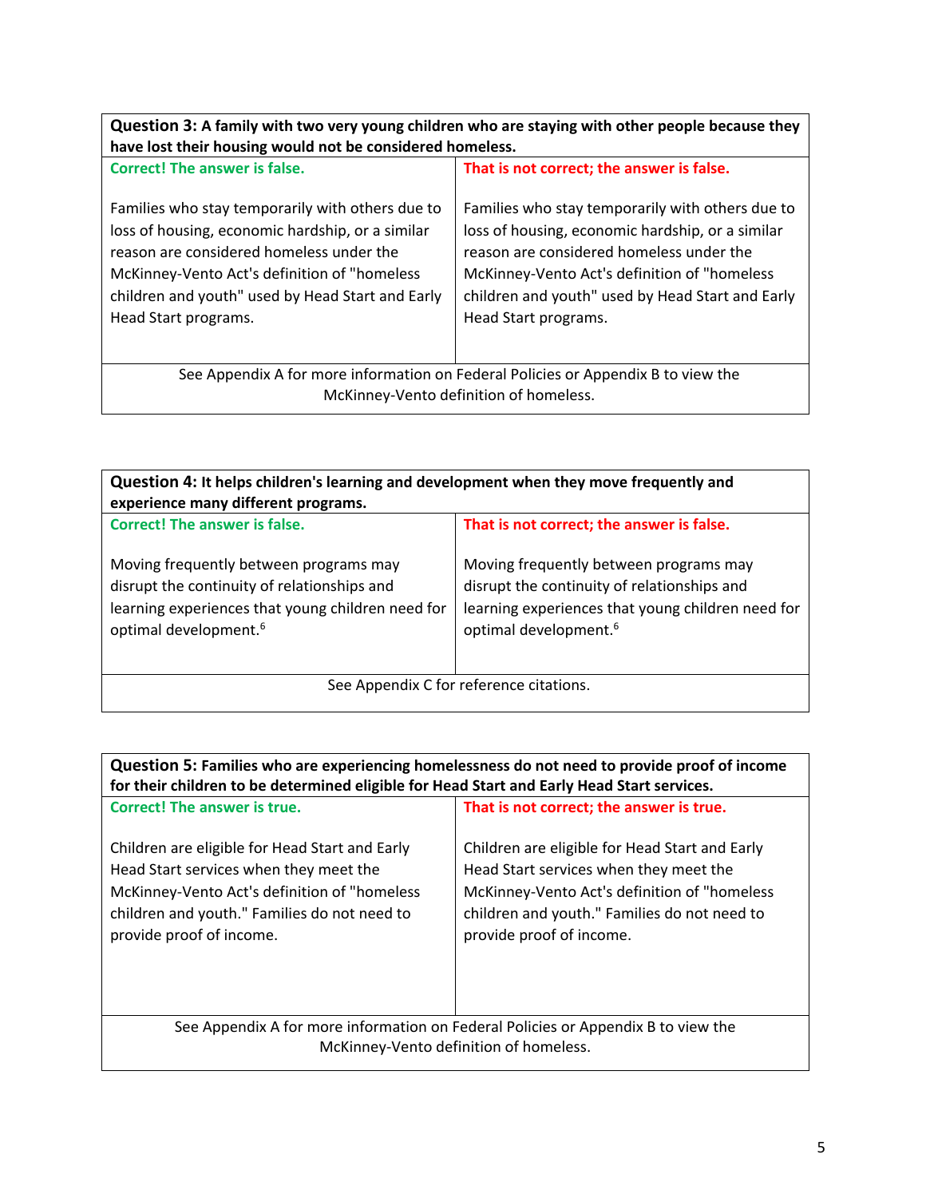| **Question 3:** **A family with two very young children who are staying with other people because they have lost their housing would not be considered homeless.** | |
|---|---|
| **Correct! The answer is false.**<br><br>Families who stay temporarily with others due to loss of housing, economic hardship, or a similar reason are considered homeless under the McKinney-Vento Act's definition of "homeless children and youth" used by Head Start and Early Head Start programs. | **That is not correct; the answer is false.**<br><br>Families who stay temporarily with others due to loss of housing, economic hardship, or a similar reason are considered homeless under the McKinney-Vento Act's definition of "homeless children and youth" used by Head Start and Early Head Start programs. |
| See Appendix A for more information on Federal Policies or Appendix B to view the McKinney-Vento definition of homeless. | |

| **Question 4:** **It helps children's learning and development when they move frequently and experience many different programs.** | |
|---|---|
| **Correct! The answer is false.**<br><br>Moving frequently between programs may disrupt the continuity of relationships and learning experiences that young children need for optimal development.[6] | **That is not correct; the answer is false.**<br><br>Moving frequently between programs may disrupt the continuity of relationships and learning experiences that young children need for optimal development.[6] |
| See Appendix C for reference citations. | |

| **Question 5:** **Families who are experiencing homelessness do not need to provide proof of income for their children to be determined eligible for Head Start and Early Head Start services.** | |
|---|---|
| **Correct! The answer is true.**<br><br>Children are eligible for Head Start and Early Head Start services when they meet the McKinney-Vento Act's definition of "homeless children and youth." Families do not need to provide proof of income. | **That is not correct; the answer is true.**<br><br>Children are eligible for Head Start and Early Head Start services when they meet the McKinney-Vento Act's definition of "homeless children and youth." Families do not need to provide proof of income. |
| See Appendix A for more information on Federal Policies or Appendix B to view the McKinney-Vento definition of homeless. | |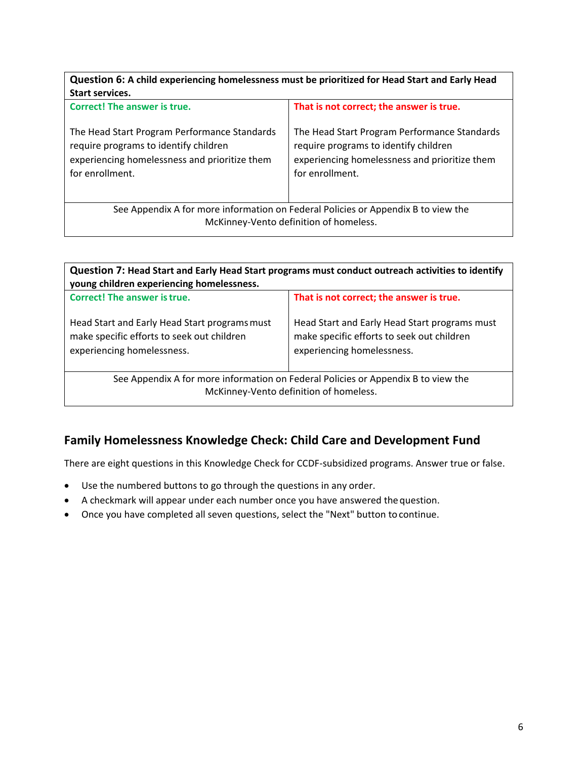| **Question 6:** **A child experiencing homelessness must be prioritized for Head Start and Early Head Start services.** | |
|---|---|
| **Correct! The answer is true.**<br><br>The Head Start Program Performance Standards require programs to identify children experiencing homelessness and prioritize them for enrollment. | **That is not correct; the answer is true.**<br><br>The Head Start Program Performance Standards require programs to identify children experiencing homelessness and prioritize them for enrollment. |
| See Appendix A for more information on Federal Policies or Appendix B to view the McKinney-Vento definition of homeless. | |

| **Question 7:** **Head Start and Early Head Start programs must conduct outreach activities to identify young children experiencing homelessness.** | |
|---|---|
| **Correct! The answer is true.**<br><br>Head Start and Early Head Start programs must make specific efforts to seek out children experiencing homelessness. | **That is not correct; the answer is true.**<br><br>Head Start and Early Head Start programs must make specific efforts to seek out children experiencing homelessness. |
| See Appendix A for more information on Federal Policies or Appendix B to view the McKinney-Vento definition of homeless. | |

## Family Homelessness Knowledge Check: Child Care and Development Fund

There are eight questions in this Knowledge Check for CCDF-subsidized programs. Answer true or false.

- Use the numbered buttons to go through the questions in any order.
- A checkmark will appear under each number once you have answered the question.
- Once you have completed all seven questions, select the "Next" button to continue.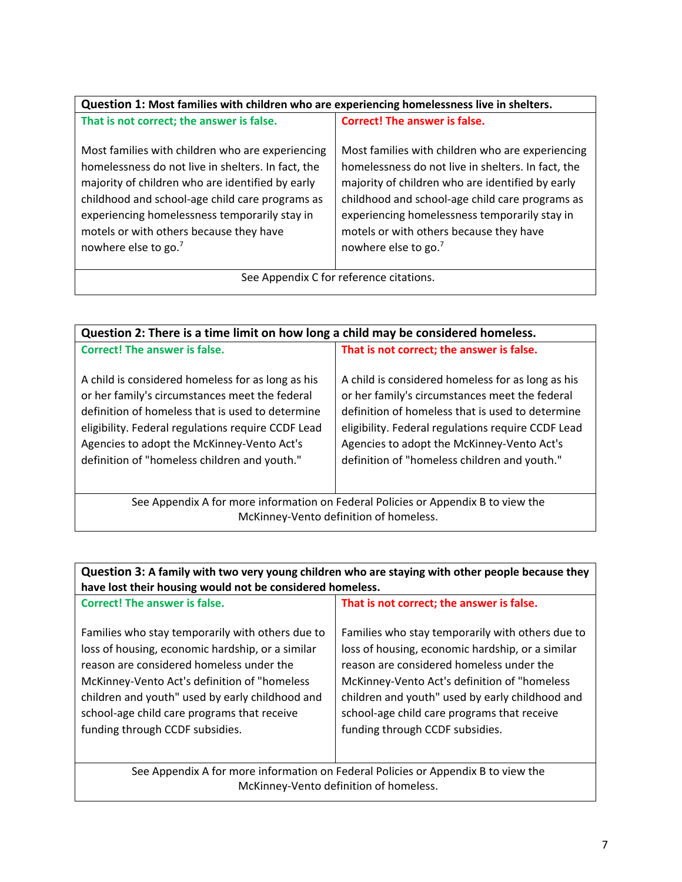| **Question 1:** **Most families with children who are experiencing homelessness live in shelters.** | |
|---|---|
| **That is not correct; the answer is false.**<br><br>Most families with children who are experiencing homelessness do not live in shelters. In fact, the majority of children who are identified by early childhood and school-age child care programs as experiencing homelessness temporarily stay in motels or with others because they have nowhere else to go.[7] | **Correct! The answer is false.**<br><br>Most families with children who are experiencing homelessness do not live in shelters. In fact, the majority of children who are identified by early childhood and school-age child care programs as experiencing homelessness temporarily stay in motels or with others because they have nowhere else to go.[7] |
| See Appendix C for reference citations. | |

| **Question 2: There is a time limit on how long a child may be considered homeless.** | |
|---|---|
| **Correct! The answer is false.**<br><br>A child is considered homeless for as long as his or her family's circumstances meet the federal definition of homeless that is used to determine eligibility. Federal regulations require CCDF Lead Agencies to adopt the McKinney-Vento Act's definition of "homeless children and youth." | **That is not correct; the answer is false.**<br><br>A child is considered homeless for as long as his or her family's circumstances meet the federal definition of homeless that is used to determine eligibility. Federal regulations require CCDF Lead Agencies to adopt the McKinney-Vento Act's definition of "homeless children and youth." |
| See Appendix A for more information on Federal Policies or Appendix B to view the McKinney-Vento definition of homeless. | |

| **Question 3:** **A family with two very young children who are staying with other people because they have lost their housing would not be considered homeless.** | |
|---|---|
| **Correct! The answer is false.**<br><br>Families who stay temporarily with others due to loss of housing, economic hardship, or a similar reason are considered homeless under the McKinney-Vento Act's definition of "homeless children and youth" used by early childhood and school-age child care programs that receive funding through CCDF subsidies. | **That is not correct; the answer is false.**<br><br>Families who stay temporarily with others due to loss of housing, economic hardship, or a similar reason are considered homeless under the McKinney-Vento Act's definition of "homeless children and youth" used by early childhood and school-age child care programs that receive funding through CCDF subsidies. |
| See Appendix A for more information on Federal Policies or Appendix B to view the McKinney-Vento definition of homeless. | |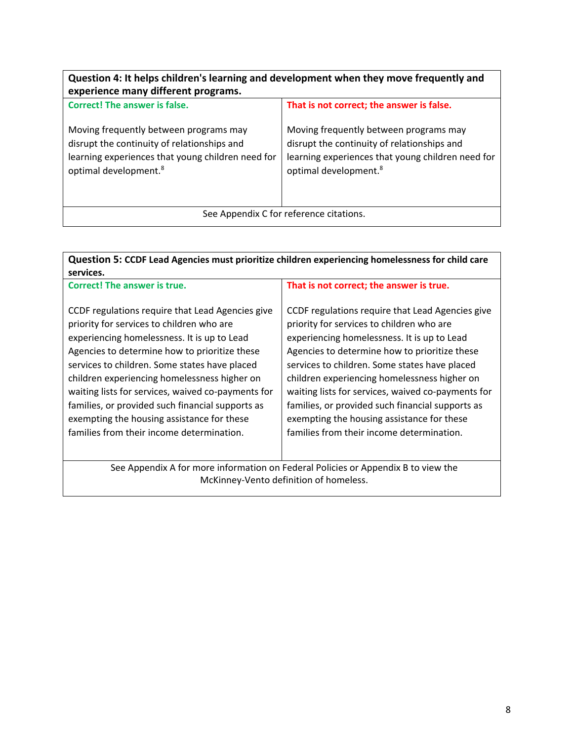| Question 4: It helps children's learning and development when they move frequently and experience many different programs. | |
|---|---|
| **Correct! The answer is false.**<br><br>Moving frequently between programs may disrupt the continuity of relationships and learning experiences that young children need for optimal development.[8] | **That is not correct; the answer is false.**<br><br>Moving frequently between programs may disrupt the continuity of relationships and learning experiences that young children need for optimal development.[8] |
| See Appendix C for reference citations. | |

| Question 5: CCDF Lead Agencies must prioritize children experiencing homelessness for child care services. | |
|---|---|
| **Correct! The answer is true.**<br><br>CCDF regulations require that Lead Agencies give priority for services to children who are experiencing homelessness. It is up to Lead Agencies to determine how to prioritize these services to children. Some states have placed children experiencing homelessness higher on waiting lists for services, waived co-payments for families, or provided such financial supports as exempting the housing assistance for these families from their income determination. | **That is not correct; the answer is true.**<br><br>CCDF regulations require that Lead Agencies give priority for services to children who are experiencing homelessness. It is up to Lead Agencies to determine how to prioritize these services to children. Some states have placed children experiencing homelessness higher on waiting lists for services, waived co-payments for families, or provided such financial supports as exempting the housing assistance for these families from their income determination. |
| See Appendix A for more information on Federal Policies or Appendix B to view the McKinney-Vento definition of homeless. | |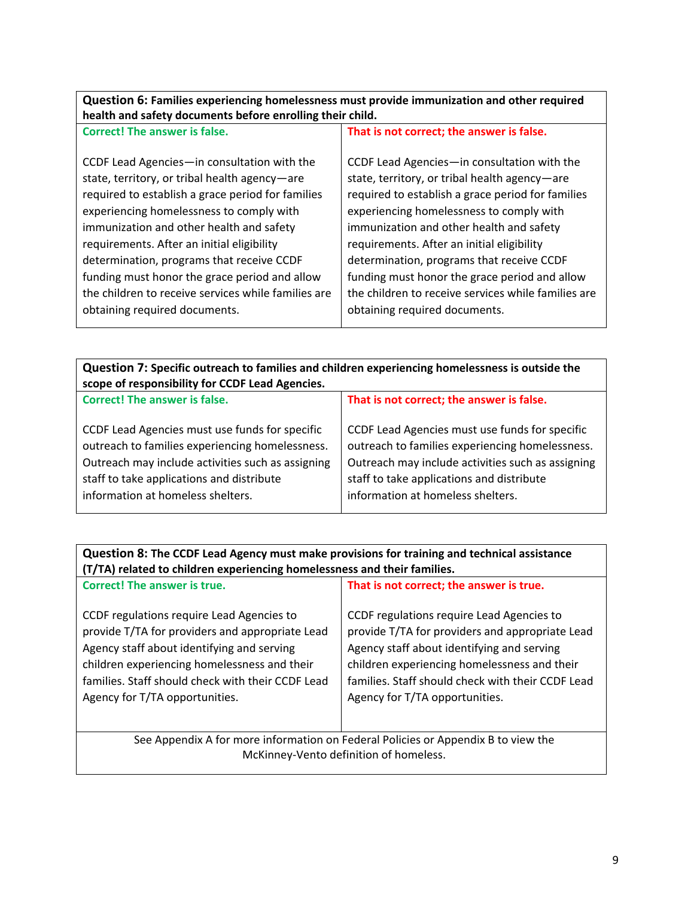| **Question 6:** **Families experiencing homelessness must provide immunization and other required health and safety documents before enrolling their child.** | |
|---|---|
| **Correct! The answer is false.**<br><br>CCDF Lead Agencies—in consultation with the state, territory, or tribal health agency—are required to establish a grace period for families experiencing homelessness to comply with immunization and other health and safety requirements. After an initial eligibility determination, programs that receive CCDF funding must honor the grace period and allow the children to receive services while families are obtaining required documents. | **That is not correct; the answer is false.**<br><br>CCDF Lead Agencies—in consultation with the state, territory, or tribal health agency—are required to establish a grace period for families experiencing homelessness to comply with immunization and other health and safety requirements. After an initial eligibility determination, programs that receive CCDF funding must honor the grace period and allow the children to receive services while families are obtaining required documents. |

| **Question 7:** **Specific outreach to families and children experiencing homelessness is outside the scope of responsibility for CCDF Lead Agencies.** | |
|---|---|
| **Correct! The answer is false.**<br><br>CCDF Lead Agencies must use funds for specific outreach to families experiencing homelessness. Outreach may include activities such as assigning staff to take applications and distribute information at homeless shelters. | **That is not correct; the answer is false.**<br><br>CCDF Lead Agencies must use funds for specific outreach to families experiencing homelessness. Outreach may include activities such as assigning staff to take applications and distribute information at homeless shelters. |

| **Question 8:** **The CCDF Lead Agency must make provisions for training and technical assistance (T/TA) related to children experiencing homelessness and their families.** | |
|---|---|
| **Correct! The answer is true.**<br><br>CCDF regulations require Lead Agencies to provide T/TA for providers and appropriate Lead Agency staff about identifying and serving children experiencing homelessness and their families. Staff should check with their CCDF Lead Agency for T/TA opportunities. | **That is not correct; the answer is true.**<br><br>CCDF regulations require Lead Agencies to provide T/TA for providers and appropriate Lead Agency staff about identifying and serving children experiencing homelessness and their families. Staff should check with their CCDF Lead Agency for T/TA opportunities. |
| See Appendix A for more information on Federal Policies or Appendix B to view the McKinney-Vento definition of homeless. | |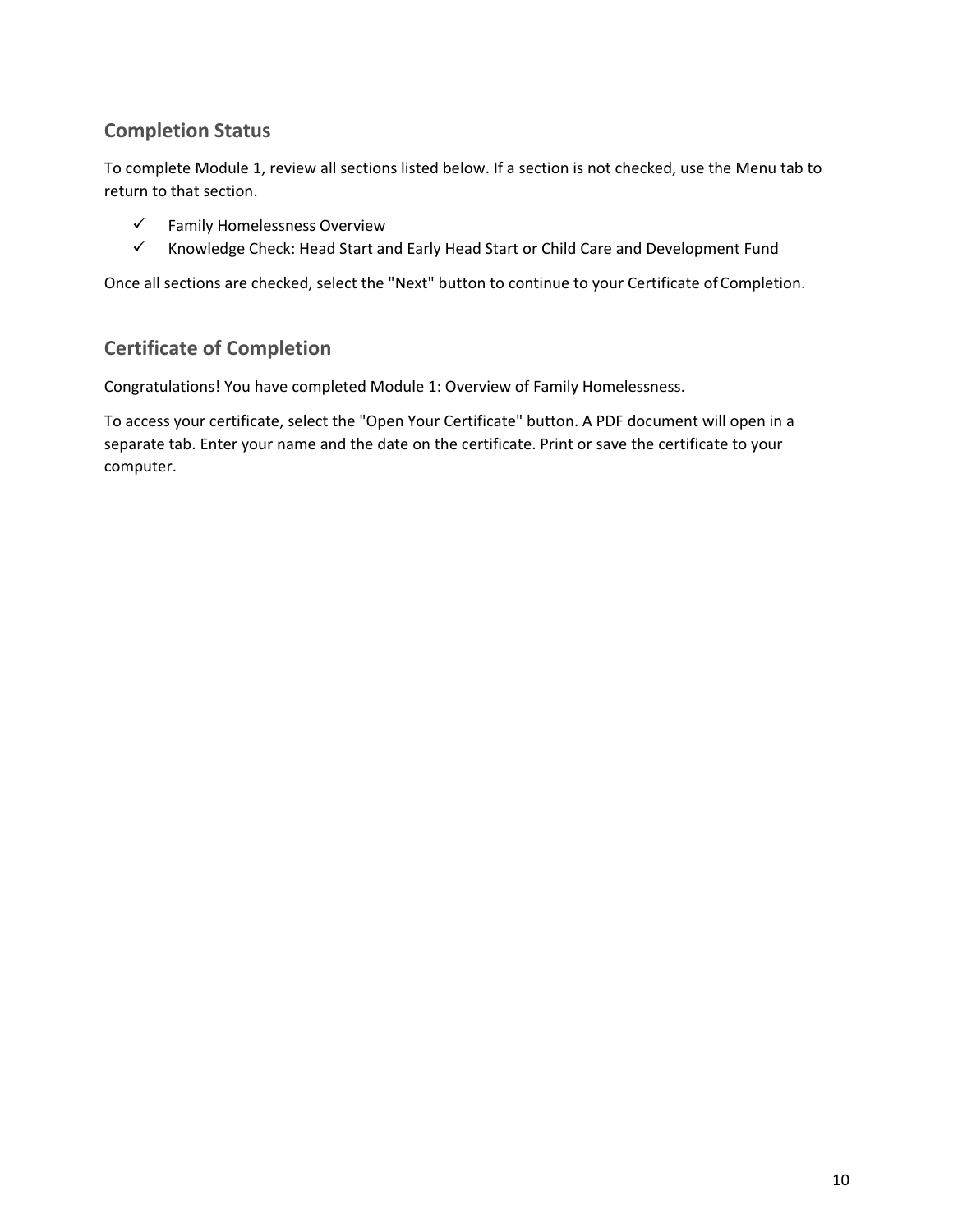## Completion Status

To complete Module 1, review all sections listed below. If a section is not checked, use the Menu tab to return to that section.

- ✓ Family Homelessness Overview
- ✓ Knowledge Check: Head Start and Early Head Start or Child Care and Development Fund

Once all sections are checked, select the "Next" button to continue to your Certificate of Completion.

## Certificate of Completion

Congratulations! You have completed Module 1: Overview of Family Homelessness.

To access your certificate, select the "Open Your Certificate" button. A PDF document will open in a separate tab. Enter your name and the date on the certificate. Print or save the certificate to your computer.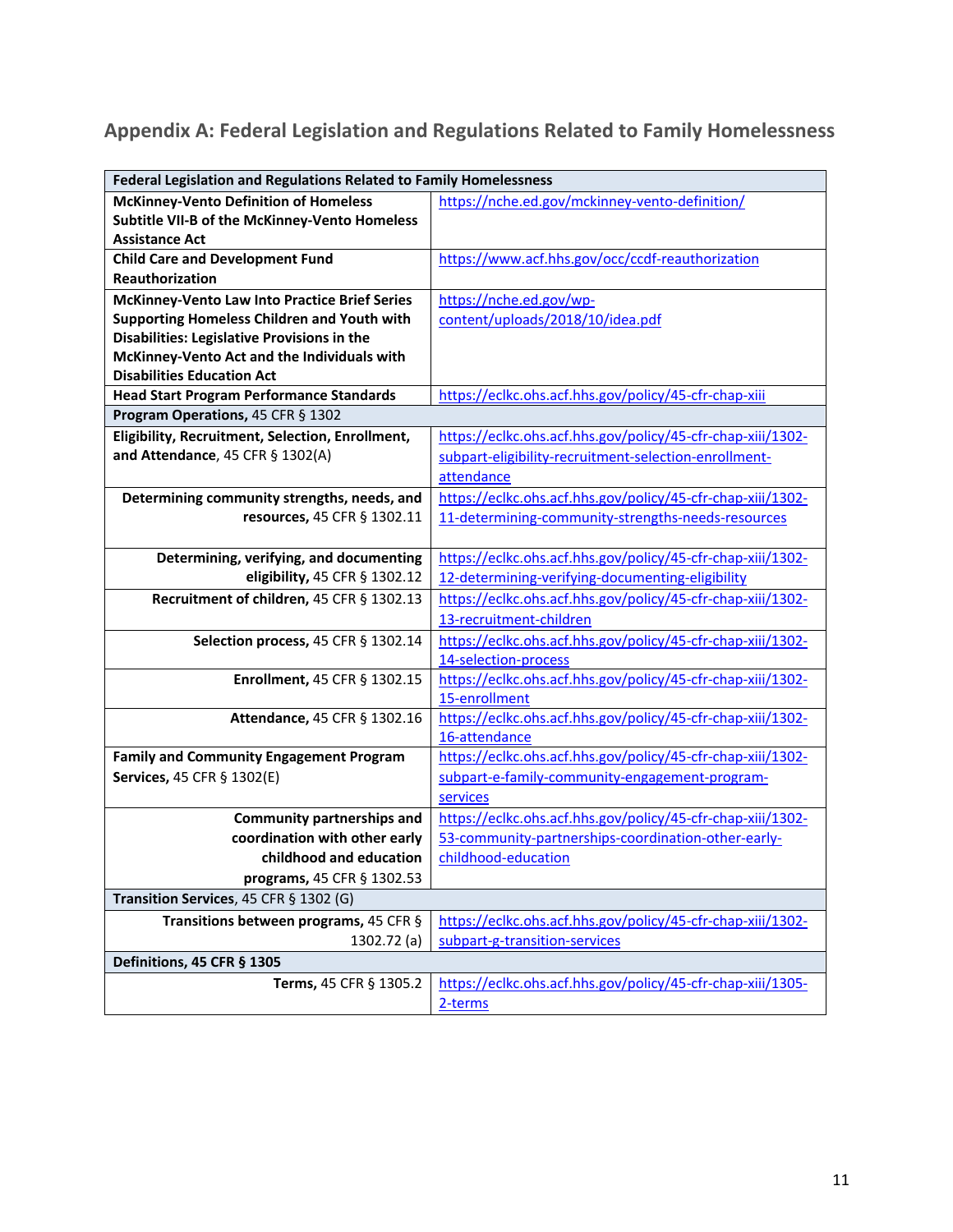## Appendix A: Federal Legislation and Regulations Related to Family Homelessness

| Federal Legislation and Regulations Related to Family Homelessness | |
|---|---|
| **McKinney-Vento Definition of Homeless Subtitle VII-B of the McKinney-Vento Homeless Assistance Act** | https://nche.ed.gov/mckinney-vento-definition/ |
| **Child Care and Development Fund Reauthorization** | https://www.acf.hhs.gov/occ/ccdf-reauthorization |
| **McKinney-Vento Law Into Practice Brief Series Supporting Homeless Children and Youth with Disabilities: Legislative Provisions in the McKinney-Vento Act and the Individuals with Disabilities Education Act** | https://nche.ed.gov/wp-content/uploads/2018/10/idea.pdf |
| **Head Start Program Performance Standards** | https://eclkc.ohs.acf.hhs.gov/policy/45-cfr-chap-xiii |
| **Program Operations,** 45 CFR § 1302 | |
| **Eligibility, Recruitment, Selection, Enrollment, and Attendance,** 45 CFR § 1302(A) | https://eclkc.ohs.acf.hhs.gov/policy/45-cfr-chap-xiii/1302-subpart-eligibility-recruitment-selection-enrollment-attendance |
| **Determining community strengths, needs, and resources,** 45 CFR § 1302.11 | https://eclkc.ohs.acf.hhs.gov/policy/45-cfr-chap-xiii/1302-11-determining-community-strengths-needs-resources |
| **Determining, verifying, and documenting eligibility,** 45 CFR § 1302.12 | https://eclkc.ohs.acf.hhs.gov/policy/45-cfr-chap-xiii/1302-12-determining-verifying-documenting-eligibility |
| **Recruitment of children,** 45 CFR § 1302.13 | https://eclkc.ohs.acf.hhs.gov/policy/45-cfr-chap-xiii/1302-13-recruitment-children |
| **Selection process,** 45 CFR § 1302.14 | https://eclkc.ohs.acf.hhs.gov/policy/45-cfr-chap-xiii/1302-14-selection-process |
| **Enrollment,** 45 CFR § 1302.15 | https://eclkc.ohs.acf.hhs.gov/policy/45-cfr-chap-xiii/1302-15-enrollment |
| **Attendance,** 45 CFR § 1302.16 | https://eclkc.ohs.acf.hhs.gov/policy/45-cfr-chap-xiii/1302-16-attendance |
| **Family and Community Engagement Program Services,** 45 CFR § 1302(E) | https://eclkc.ohs.acf.hhs.gov/policy/45-cfr-chap-xiii/1302-subpart-e-family-community-engagement-program-services |
| **Community partnerships and coordination with other early childhood and education programs,** 45 CFR § 1302.53 | https://eclkc.ohs.acf.hhs.gov/policy/45-cfr-chap-xiii/1302-53-community-partnerships-coordination-other-early-childhood-education |
| **Transition Services,** 45 CFR § 1302 (G) | |
| **Transitions between programs,** 45 CFR § 1302.72 (a) | https://eclkc.ohs.acf.hhs.gov/policy/45-cfr-chap-xiii/1302-subpart-g-transition-services |
| **Definitions, 45 CFR § 1305** | |
| **Terms,** 45 CFR § 1305.2 | https://eclkc.ohs.acf.hhs.gov/policy/45-cfr-chap-xiii/1305-2-terms |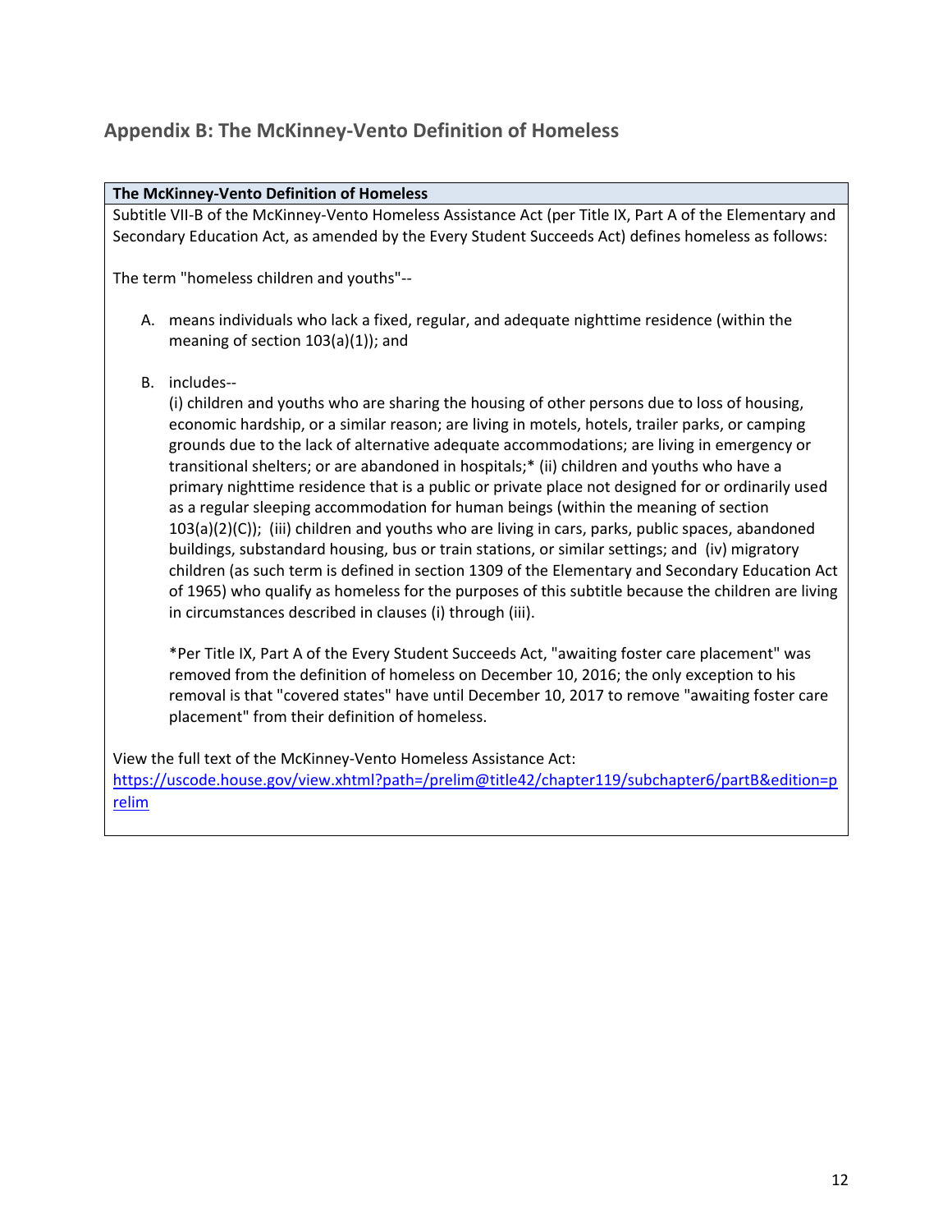## Appendix B: The McKinney-Vento Definition of Homeless

**The McKinney-Vento Definition of Homeless**

Subtitle VII-B of the McKinney-Vento Homeless Assistance Act (per Title IX, Part A of the Elementary and Secondary Education Act, as amended by the Every Student Succeeds Act) defines homeless as follows:

The term "homeless children and youths"--

A. means individuals who lack a fixed, regular, and adequate nighttime residence (within the meaning of section 103(a)(1)); and

B. includes--
(i) children and youths who are sharing the housing of other persons due to loss of housing, economic hardship, or a similar reason; are living in motels, hotels, trailer parks, or camping grounds due to the lack of alternative adequate accommodations; are living in emergency or transitional shelters; or are abandoned in hospitals;* (ii) children and youths who have a primary nighttime residence that is a public or private place not designed for or ordinarily used as a regular sleeping accommodation for human beings (within the meaning of section 103(a)(2)(C)); (iii) children and youths who are living in cars, parks, public spaces, abandoned buildings, substandard housing, bus or train stations, or similar settings; and (iv) migratory children (as such term is defined in section 1309 of the Elementary and Secondary Education Act of 1965) who qualify as homeless for the purposes of this subtitle because the children are living in circumstances described in clauses (i) through (iii).

*Per Title IX, Part A of the Every Student Succeeds Act, "awaiting foster care placement" was removed from the definition of homeless on December 10, 2016; the only exception to his removal is that "covered states" have until December 10, 2017 to remove "awaiting foster care placement" from their definition of homeless.

View the full text of the McKinney-Vento Homeless Assistance Act:
https://uscode.house.gov/view.xhtml?path=/prelim@title42/chapter119/subchapter6/partB&edition=prelim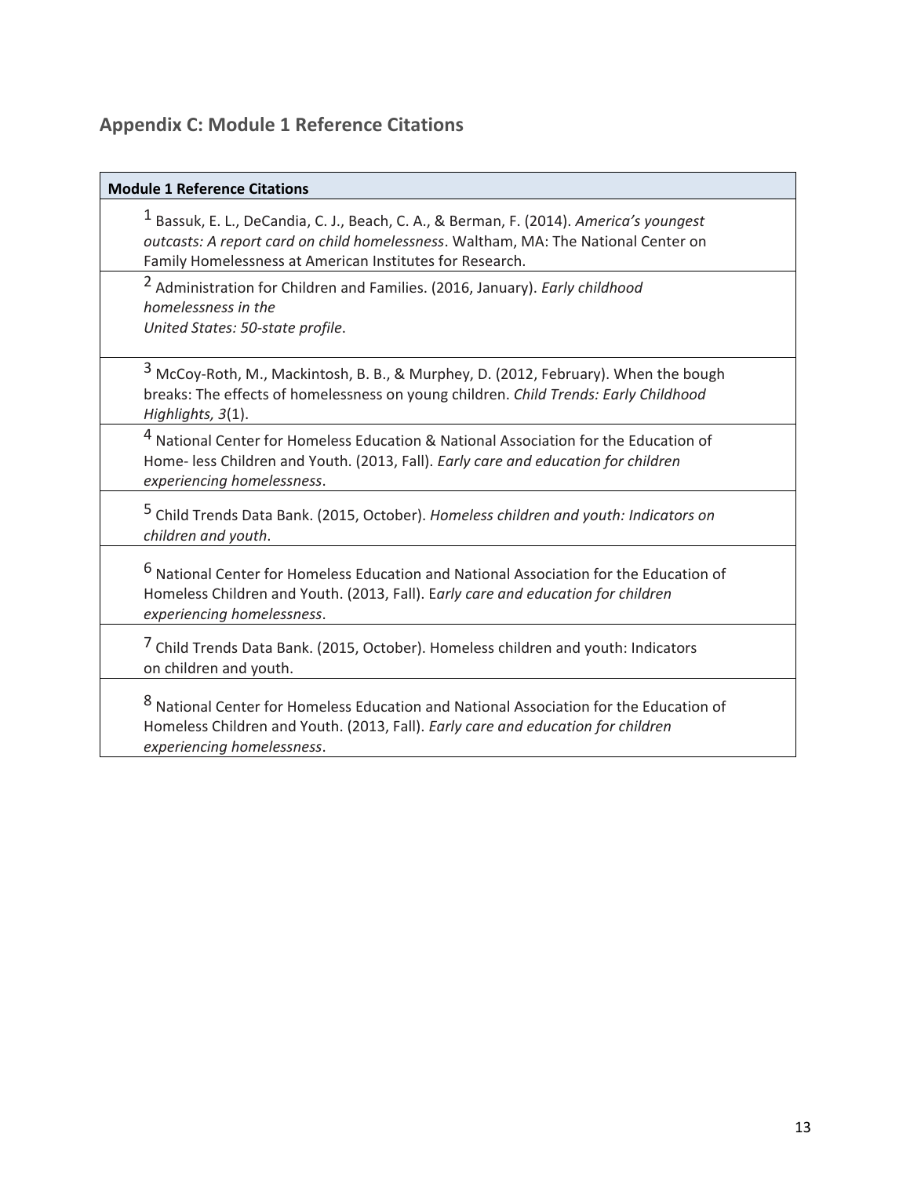## Appendix C: Module 1 Reference Citations

| **Module 1 Reference Citations** |
|---|
| [1] Bassuk, E. L., DeCandia, C. J., Beach, C. A., & Berman, F. (2014). *America's youngest outcasts: A report card on child homelessness*. Waltham, MA: The National Center on Family Homelessness at American Institutes for Research. |
| [2] Administration for Children and Families. (2016, January). *Early childhood homelessness in the United States: 50-state profile*. |
| [3] McCoy-Roth, M., Mackintosh, B. B., & Murphey, D. (2012, February). When the bough breaks: The effects of homelessness on young children. *Child Trends: Early Childhood Highlights, 3*(1). |
| [4] National Center for Homeless Education & National Association for the Education of Home- less Children and Youth. (2013, Fall). *Early care and education for children experiencing homelessness*. |
| [5] Child Trends Data Bank. (2015, October). *Homeless children and youth: Indicators on children and youth*. |
| [6] National Center for Homeless Education and National Association for the Education of Homeless Children and Youth. (2013, Fall). E*arly care and education for children experiencing homelessness*. |
| [7] Child Trends Data Bank. (2015, October). Homeless children and youth: Indicators on children and youth. |
| [8] National Center for Homeless Education and National Association for the Education of Homeless Children and Youth. (2013, Fall). *Early care and education for children experiencing homelessness*. |